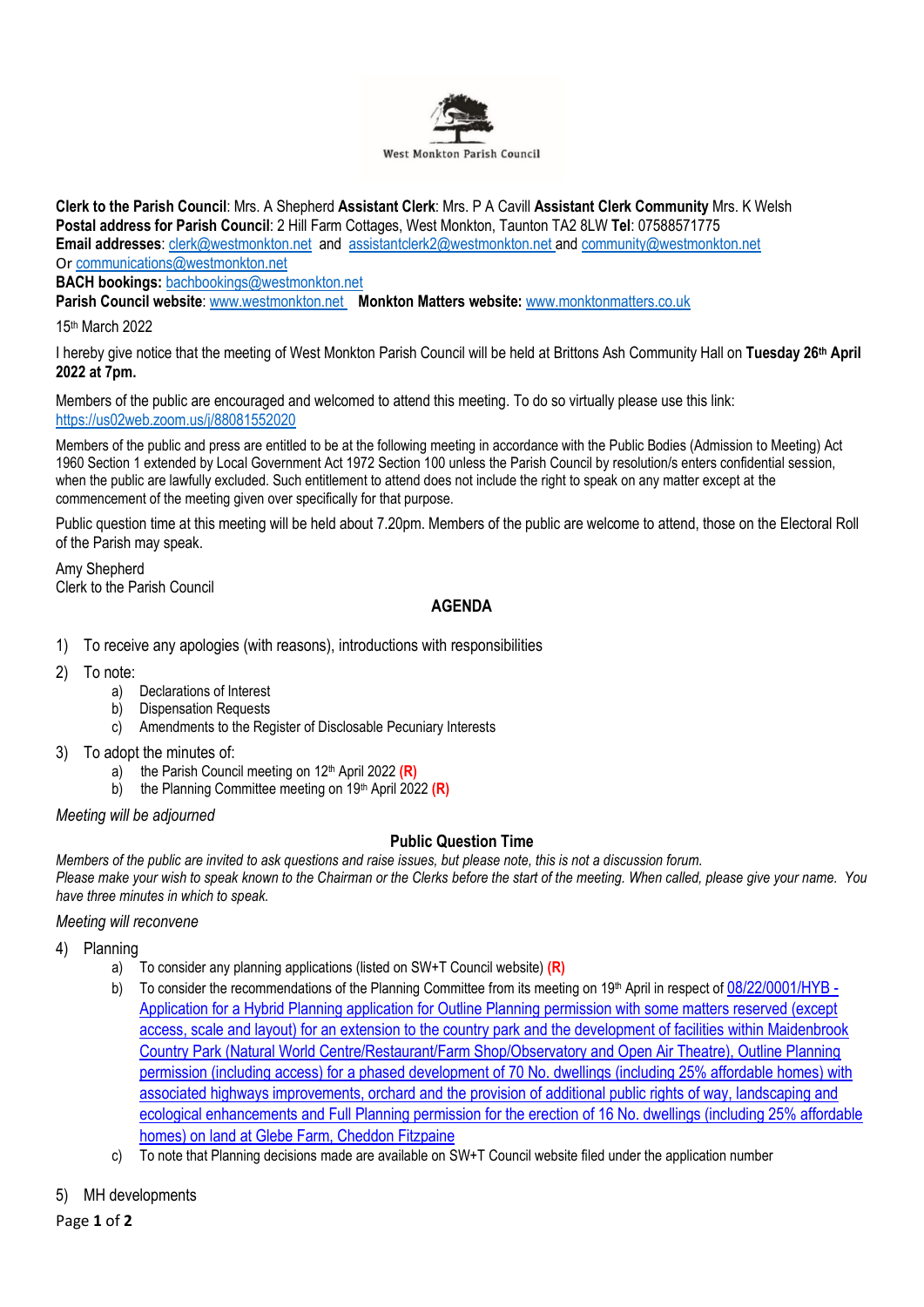West Monkton Parish Council

**Clerk to the Parish Council**: Mrs. A Shepherd **Assistant Clerk**: Mrs. P A Cavill **Assistant Clerk Community** Mrs. K Welsh
**Postal address for Parish Council**: 2 Hill Farm Cottages, West Monkton, Taunton TA2 8LW **Tel**: 07588571775
**Email addresses**: clerk@westmonkton.net and assistantclerk2@westmonkton.net and community@westmonkton.net
Or communications@westmonkton.net
**BACH bookings:** bachbookings@westmonkton.net
**Parish Council website**: www.westmonkton.net **Monkton Matters website:** www.monktonmatters.co.uk

15th March 2022

I hereby give notice that the meeting of West Monkton Parish Council will be held at Brittons Ash Community Hall on **Tuesday 26th April 2022 at 7pm.**

Members of the public are encouraged and welcomed to attend this meeting. To do so virtually please use this link:
https://us02web.zoom.us/j/88081552020

Members of the public and press are entitled to be at the following meeting in accordance with the Public Bodies (Admission to Meeting) Act 1960 Section 1 extended by Local Government Act 1972 Section 100 unless the Parish Council by resolution/s enters confidential session, when the public are lawfully excluded. Such entitlement to attend does not include the right to speak on any matter except at the commencement of the meeting given over specifically for that purpose.

Public question time at this meeting will be held about 7.20pm. Members of the public are welcome to attend, those on the Electoral Roll of the Parish may speak.

Amy Shepherd
Clerk to the Parish Council

## AGENDA

1) To receive any apologies (with reasons), introductions with responsibilities
2) To note:
    a) Declarations of Interest
    b) Dispensation Requests
    c) Amendments to the Register of Disclosable Pecuniary Interests
3) To adopt the minutes of:
    a) the Parish Council meeting on 12th April 2022 **(R)**
    b) the Planning Committee meeting on 19th April 2022 **(R)**

*Meeting will be adjourned*

### Public Question Time

*Members of the public are invited to ask questions and raise issues, but please note, this is not a discussion forum.*
*Please make your wish to speak known to the Chairman or the Clerks before the start of the meeting. When called, please give your name. You have three minutes in which to speak.*

*Meeting will reconvene*

4) Planning
    a) To consider any planning applications (listed on SW+T Council website) **(R)**
    b) To consider the recommendations of the Planning Committee from its meeting on 19th April in respect of 08/22/0001/HYB - Application for a Hybrid Planning application for Outline Planning permission with some matters reserved (except access, scale and layout) for an extension to the country park and the development of facilities within Maidenbrook Country Park (Natural World Centre/Restaurant/Farm Shop/Observatory and Open Air Theatre), Outline Planning permission (including access) for a phased development of 70 No. dwellings (including 25% affordable homes) with associated highways improvements, orchard and the provision of additional public rights of way, landscaping and ecological enhancements and Full Planning permission for the erection of 16 No. dwellings (including 25% affordable homes) on land at Glebe Farm, Cheddon Fitzpaine
    c) To note that Planning decisions made are available on SW+T Council website filed under the application number
5) MH developments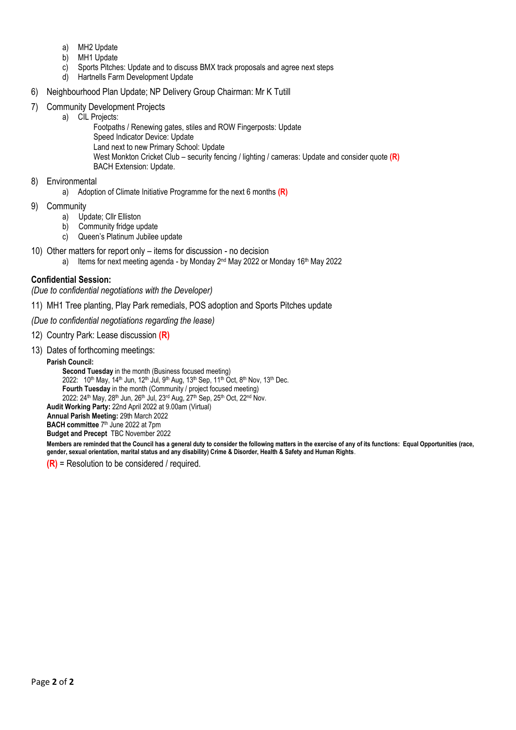a) MH2 Update
b) MH1 Update
c) Sports Pitches: Update and to discuss BMX track proposals and agree next steps
d) Hartnells Farm Development Update

6) Neighbourhood Plan Update; NP Delivery Group Chairman: Mr K Tutill

7) Community Development Projects
    a) CIL Projects:
        Footpaths / Renewing gates, stiles and ROW Fingerposts: Update
        Speed Indicator Device: Update
        Land next to new Primary School: Update
        West Monkton Cricket Club – security fencing / lighting / cameras: Update and consider quote **(R)**
        BACH Extension: Update.

8) Environmental
    a) Adoption of Climate Initiative Programme for the next 6 months **(R)**

9) Community
    a) Update; Cllr Elliston
    b) Community fridge update
    c) Queen's Platinum Jubilee update

10) Other matters for report only – items for discussion - no decision
    a) Items for next meeting agenda - by Monday 2nd May 2022 or Monday 16th May 2022

**Confidential Session:**

*(Due to confidential negotiations with the Developer)*

11) MH1 Tree planting, Play Park remedials, POS adoption and Sports Pitches update

*(Due to confidential negotiations regarding the lease)*

12) Country Park: Lease discussion **(R)**

13) Dates of forthcoming meetings:

**Parish Council:**

**Second Tuesday** in the month (Business focused meeting)
2022: 10th May, 14th Jun, 12th Jul, 9th Aug, 13th Sep, 11th Oct, 8th Nov, 13th Dec.
**Fourth Tuesday** in the month (Community / project focused meeting)
2022: 24th May, 28th Jun, 26th Jul, 23rd Aug, 27th Sep, 25th Oct, 22nd Nov.

**Audit Working Party:** 22nd April 2022 at 9.00am (Virtual)
**Annual Parish Meeting:** 29th March 2022
**BACH committee** 7th June 2022 at 7pm
**Budget and Precept** TBC November 2022

**Members are reminded that the Council has a general duty to consider the following matters in the exercise of any of its functions: Equal Opportunities (race, gender, sexual orientation, marital status and any disability) Crime & Disorder, Health & Safety and Human Rights**.

**(R)** = Resolution to be considered / required.